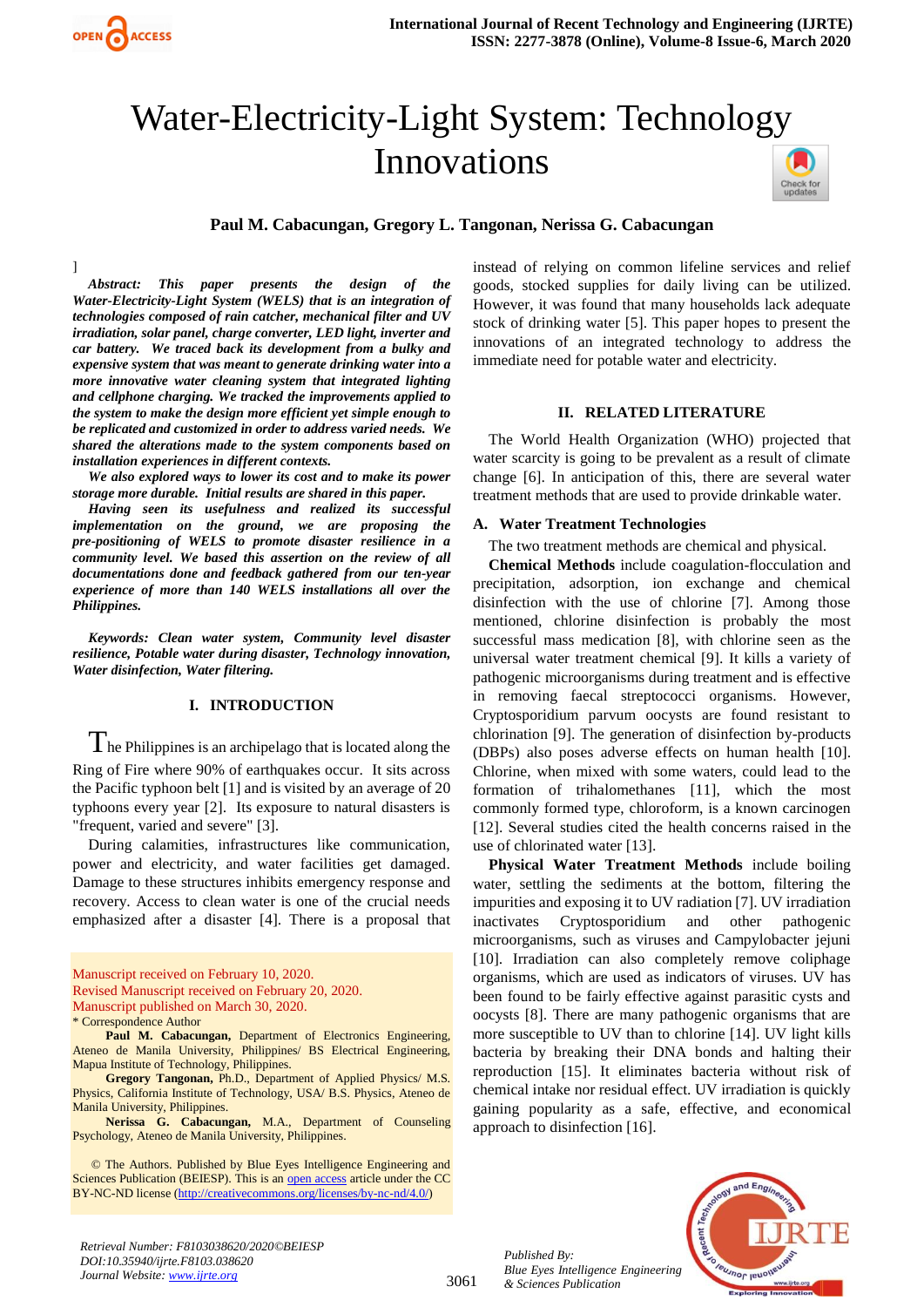# Water-Electricity-Light System: Technology Innovations

**Paul M. Cabacungan, Gregory L. Tangonan, Nerissa G. Cabacungan**

***Abstract:*** ***This paper presents the design of the Water-Electricity-Light System (WELS) that is an integration of technologies composed of rain catcher, mechanical filter and UV irradiation, solar panel, charge converter, LED light, inverter and car battery. We traced back its development from a bulky and expensive system that was meant to generate drinking water into a more innovative water cleaning system that integrated lighting and cellphone charging. We tracked the improvements applied to the system to make the design more efficient yet simple enough to be replicated and customized in order to address varied needs. We shared the alterations made to the system components based on installation experiences in different contexts.***

***We also explored ways to lower its cost and to make its power storage more durable. Initial results are shared in this paper.***

***Having seen its usefulness and realized its successful implementation on the ground, we are proposing the pre-positioning of WELS to promote disaster resilience in a community level. We based this assertion on the review of all documentations done and feedback gathered from our ten-year experience of more than 140 WELS installations all over the Philippines.***

***Keywords:*** ***Clean water system, Community level disaster resilience, Potable water during disaster, Technology innovation, Water disinfection, Water filtering.***

## I. INTRODUCTION

The Philippines is an archipelago that is located along the Ring of Fire where 90% of earthquakes occur. It sits across the Pacific typhoon belt [1] and is visited by an average of 20 typhoons every year [2]. Its exposure to natural disasters is "frequent, varied and severe" [3].

During calamities, infrastructures like communication, power and electricity, and water facilities get damaged. Damage to these structures inhibits emergency response and recovery. Access to clean water is one of the crucial needs emphasized after a disaster [4]. There is a proposal that instead of relying on common lifeline services and relief goods, stocked supplies for daily living can be utilized. However, it was found that many households lack adequate stock of drinking water [5]. This paper hopes to present the innovations of an integrated technology to address the immediate need for potable water and electricity.

Manuscript received on February 10, 2020.
Revised Manuscript received on February 20, 2020.
Manuscript published on March 30, 2020.
* Correspondence Author

**Paul M. Cabacungan,** Department of Electronics Engineering, Ateneo de Manila University, Philippines/ BS Electrical Engineering, Mapua Institute of Technology, Philippines.

**Gregory Tangonan,** Ph.D., Department of Applied Physics/ M.S. Physics, California Institute of Technology, USA/ B.S. Physics, Ateneo de Manila University, Philippines.

**Nerissa G. Cabacungan,** M.A., Department of Counseling Psychology, Ateneo de Manila University, Philippines.

© The Authors. Published by Blue Eyes Intelligence Engineering and Sciences Publication (BEIESP). This is an open access article under the CC BY-NC-ND license (http://creativecommons.org/licenses/by-nc-nd/4.0/)

## II. RELATED LITERATURE

The World Health Organization (WHO) projected that water scarcity is going to be prevalent as a result of climate change [6]. In anticipation of this, there are several water treatment methods that are used to provide drinkable water.

### A. Water Treatment Technologies

The two treatment methods are chemical and physical.

**Chemical Methods** include coagulation-flocculation and precipitation, adsorption, ion exchange and chemical disinfection with the use of chlorine [7]. Among those mentioned, chlorine disinfection is probably the most successful mass medication [8], with chlorine seen as the universal water treatment chemical [9]. It kills a variety of pathogenic microorganisms during treatment and is effective in removing faecal streptococci organisms. However, Cryptosporidium parvum oocysts are found resistant to chlorination [9]. The generation of disinfection by-products (DBPs) also poses adverse effects on human health [10]. Chlorine, when mixed with some waters, could lead to the formation of trihalomethanes [11], which the most commonly formed type, chloroform, is a known carcinogen [12]. Several studies cited the health concerns raised in the use of chlorinated water [13].

**Physical Water Treatment Methods** include boiling water, settling the sediments at the bottom, filtering the impurities and exposing it to UV radiation [7]. UV irradiation inactivates Cryptosporidium and other pathogenic microorganisms, such as viruses and Campylobacter jejuni [10]. Irradiation can also completely remove coliphage organisms, which are used as indicators of viruses. UV has been found to be fairly effective against parasitic cysts and oocysts [8]. There are many pathogenic organisms that are more susceptible to UV than to chlorine [14]. UV light kills bacteria by breaking their DNA bonds and halting their reproduction [15]. It eliminates bacteria without risk of chemical intake nor residual effect. UV irradiation is quickly gaining popularity as a safe, effective, and economical approach to disinfection [16].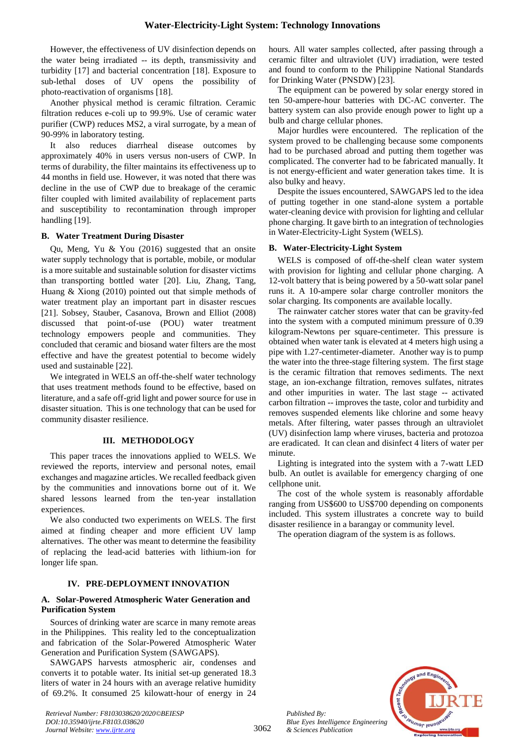However, the effectiveness of UV disinfection depends on the water being irradiated -- its depth, transmissivity and turbidity [17] and bacterial concentration [18]. Exposure to sub-lethal doses of UV opens the possibility of photo-reactivation of organisms [18].

Another physical method is ceramic filtration. Ceramic filtration reduces e-coli up to 99.9%. Use of ceramic water purifier (CWP) reduces MS2, a viral surrogate, by a mean of 90-99% in laboratory testing.

It also reduces diarrheal disease outcomes by approximately 40% in users versus non-users of CWP. In terms of durability, the filter maintains its effectiveness up to 44 months in field use. However, it was noted that there was decline in the use of CWP due to breakage of the ceramic filter coupled with limited availability of replacement parts and susceptibility to recontamination through improper handling [19].

### B. Water Treatment During Disaster

Qu, Meng, Yu & You (2016) suggested that an onsite water supply technology that is portable, mobile, or modular is a more suitable and sustainable solution for disaster victims than transporting bottled water [20]. Liu, Zhang, Tang, Huang & Xiong (2010) pointed out that simple methods of water treatment play an important part in disaster rescues [21]. Sobsey, Stauber, Casanova, Brown and Elliot (2008) discussed that point-of-use (POU) water treatment technology empowers people and communities. They concluded that ceramic and biosand water filters are the most effective and have the greatest potential to become widely used and sustainable [22].

We integrated in WELS an off-the-shelf water technology that uses treatment methods found to be effective, based on literature, and a safe off-grid light and power source for use in disaster situation. This is one technology that can be used for community disaster resilience.

## III. METHODOLOGY

This paper traces the innovations applied to WELS. We reviewed the reports, interview and personal notes, email exchanges and magazine articles. We recalled feedback given by the communities and innovations borne out of it. We shared lessons learned from the ten-year installation experiences.

We also conducted two experiments on WELS. The first aimed at finding cheaper and more efficient UV lamp alternatives. The other was meant to determine the feasibility of replacing the lead-acid batteries with lithium-ion for longer life span.

## IV. PRE-DEPLOYMENT INNOVATION

### A. Solar-Powered Atmospheric Water Generation and Purification System

Sources of drinking water are scarce in many remote areas in the Philippines. This reality led to the conceptualization and fabrication of the Solar-Powered Atmospheric Water Generation and Purification System (SAWGAPS).

SAWGAPS harvests atmospheric air, condenses and converts it to potable water. Its initial set-up generated 18.3 liters of water in 24 hours with an average relative humidity of 69.2%. It consumed 25 kilowatt-hour of energy in 24 hours. All water samples collected, after passing through a ceramic filter and ultraviolet (UV) irradiation, were tested and found to conform to the Philippine National Standards for Drinking Water (PNSDW) [23].

The equipment can be powered by solar energy stored in ten 50-ampere-hour batteries with DC-AC converter. The battery system can also provide enough power to light up a bulb and charge cellular phones.

Major hurdles were encountered. The replication of the system proved to be challenging because some components had to be purchased abroad and putting them together was complicated. The converter had to be fabricated manually. It is not energy-efficient and water generation takes time. It is also bulky and heavy.

Despite the issues encountered, SAWGAPS led to the idea of putting together in one stand-alone system a portable water-cleaning device with provision for lighting and cellular phone charging. It gave birth to an integration of technologies in Water-Electricity-Light System (WELS).

### B. Water-Electricity-Light System

WELS is composed of off-the-shelf clean water system with provision for lighting and cellular phone charging. A 12-volt battery that is being powered by a 50-watt solar panel runs it. A 10-ampere solar charge controller monitors the solar charging. Its components are available locally.

The rainwater catcher stores water that can be gravity-fed into the system with a computed minimum pressure of 0.39 kilogram-Newtons per square-centimeter. This pressure is obtained when water tank is elevated at 4 meters high using a pipe with 1.27-centimeter-diameter. Another way is to pump the water into the three-stage filtering system. The first stage is the ceramic filtration that removes sediments. The next stage, an ion-exchange filtration, removes sulfates, nitrates and other impurities in water. The last stage -- activated carbon filtration -- improves the taste, color and turbidity and removes suspended elements like chlorine and some heavy metals. After filtering, water passes through an ultraviolet (UV) disinfection lamp where viruses, bacteria and protozoa are eradicated. It can clean and disinfect 4 liters of water per minute.

Lighting is integrated into the system with a 7-watt LED bulb. An outlet is available for emergency charging of one cellphone unit.

The cost of the whole system is reasonably affordable ranging from US$600 to US$700 depending on components included. This system illustrates a concrete way to build disaster resilience in a barangay or community level.

The operation diagram of the system is as follows.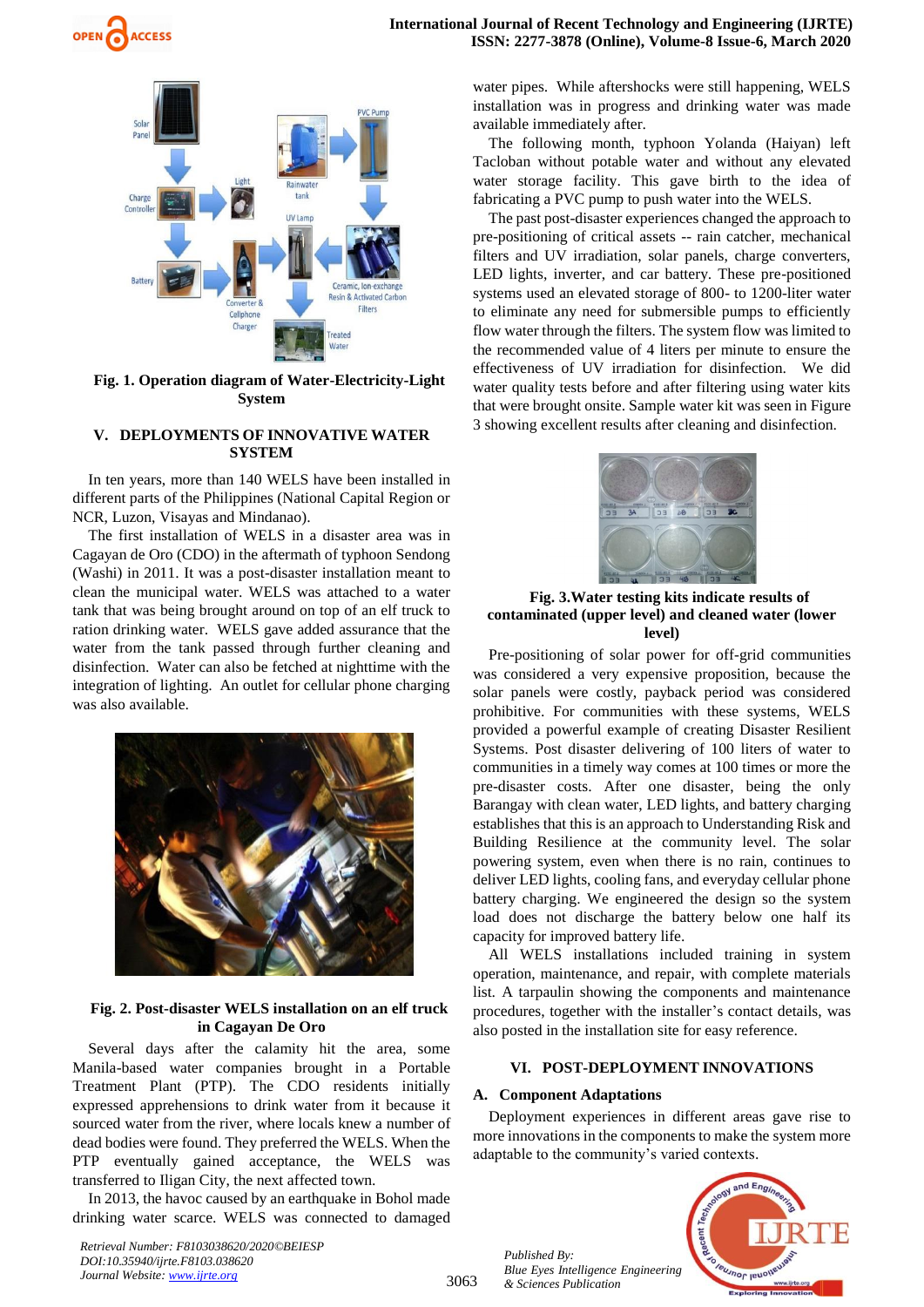**Fig. 1. Operation diagram of Water-Electricity-Light System**

## V. DEPLOYMENTS OF INNOVATIVE WATER SYSTEM

In ten years, more than 140 WELS have been installed in different parts of the Philippines (National Capital Region or NCR, Luzon, Visayas and Mindanao).

The first installation of WELS in a disaster area was in Cagayan de Oro (CDO) in the aftermath of typhoon Sendong (Washi) in 2011. It was a post-disaster installation meant to clean the municipal water. WELS was attached to a water tank that was being brought around on top of an elf truck to ration drinking water. WELS gave added assurance that the water from the tank passed through further cleaning and disinfection. Water can also be fetched at nighttime with the integration of lighting. An outlet for cellular phone charging was also available.

**Fig. 2. Post-disaster WELS installation on an elf truck in Cagayan De Oro**

Several days after the calamity hit the area, some Manila-based water companies brought in a Portable Treatment Plant (PTP). The CDO residents initially expressed apprehensions to drink water from it because it sourced water from the river, where locals knew a number of dead bodies were found. They preferred the WELS. When the PTP eventually gained acceptance, the WELS was transferred to Iligan City, the next affected town.

In 2013, the havoc caused by an earthquake in Bohol made drinking water scarce. WELS was connected to damaged water pipes. While aftershocks were still happening, WELS installation was in progress and drinking water was made available immediately after.

The following month, typhoon Yolanda (Haiyan) left Tacloban without potable water and without any elevated water storage facility. This gave birth to the idea of fabricating a PVC pump to push water into the WELS.

The past post-disaster experiences changed the approach to pre-positioning of critical assets -- rain catcher, mechanical filters and UV irradiation, solar panels, charge converters, LED lights, inverter, and car battery. These pre-positioned systems used an elevated storage of 800- to 1200-liter water to eliminate any need for submersible pumps to efficiently flow water through the filters. The system flow was limited to the recommended value of 4 liters per minute to ensure the effectiveness of UV irradiation for disinfection. We did water quality tests before and after filtering using water kits that were brought onsite. Sample water kit was seen in Figure 3 showing excellent results after cleaning and disinfection.

**Fig. 3.Water testing kits indicate results of contaminated (upper level) and cleaned water (lower level)**

Pre-positioning of solar power for off-grid communities was considered a very expensive proposition, because the solar panels were costly, payback period was considered prohibitive. For communities with these systems, WELS provided a powerful example of creating Disaster Resilient Systems. Post disaster delivering of 100 liters of water to communities in a timely way comes at 100 times or more the pre-disaster costs. After one disaster, being the only Barangay with clean water, LED lights, and battery charging establishes that this is an approach to Understanding Risk and Building Resilience at the community level. The solar powering system, even when there is no rain, continues to deliver LED lights, cooling fans, and everyday cellular phone battery charging. We engineered the design so the system load does not discharge the battery below one half its capacity for improved battery life.

All WELS installations included training in system operation, maintenance, and repair, with complete materials list. A tarpaulin showing the components and maintenance procedures, together with the installer's contact details, was also posted in the installation site for easy reference.

## VI. POST-DEPLOYMENT INNOVATIONS

### A. Component Adaptations

Deployment experiences in different areas gave rise to more innovations in the components to make the system more adaptable to the community's varied contexts.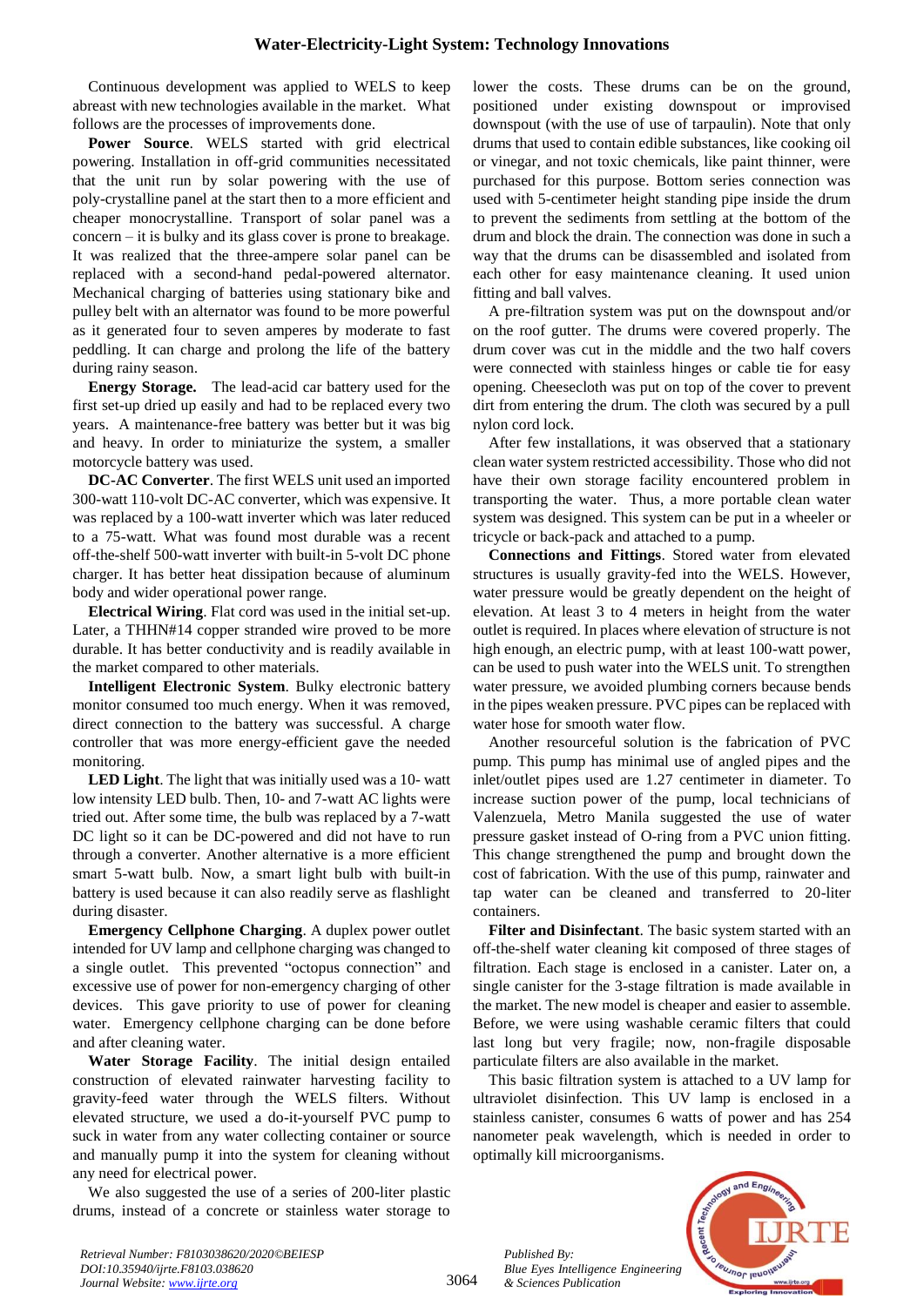Continuous development was applied to WELS to keep abreast with new technologies available in the market. What follows are the processes of improvements done.

**Power Source**. WELS started with grid electrical powering. Installation in off-grid communities necessitated that the unit run by solar powering with the use of poly-crystalline panel at the start then to a more efficient and cheaper monocrystalline. Transport of solar panel was a concern – it is bulky and its glass cover is prone to breakage. It was realized that the three-ampere solar panel can be replaced with a second-hand pedal-powered alternator. Mechanical charging of batteries using stationary bike and pulley belt with an alternator was found to be more powerful as it generated four to seven amperes by moderate to fast peddling. It can charge and prolong the life of the battery during rainy season.

**Energy Storage.** The lead-acid car battery used for the first set-up dried up easily and had to be replaced every two years. A maintenance-free battery was better but it was big and heavy. In order to miniaturize the system, a smaller motorcycle battery was used.

**DC-AC Converter**. The first WELS unit used an imported 300-watt 110-volt DC-AC converter, which was expensive. It was replaced by a 100-watt inverter which was later reduced to a 75-watt. What was found most durable was a recent off-the-shelf 500-watt inverter with built-in 5-volt DC phone charger. It has better heat dissipation because of aluminum body and wider operational power range.

**Electrical Wiring**. Flat cord was used in the initial set-up. Later, a THHN#14 copper stranded wire proved to be more durable. It has better conductivity and is readily available in the market compared to other materials.

**Intelligent Electronic System**. Bulky electronic battery monitor consumed too much energy. When it was removed, direct connection to the battery was successful. A charge controller that was more energy-efficient gave the needed monitoring.

**LED Light**. The light that was initially used was a 10- watt low intensity LED bulb. Then, 10- and 7-watt AC lights were tried out. After some time, the bulb was replaced by a 7-watt DC light so it can be DC-powered and did not have to run through a converter. Another alternative is a more efficient smart 5-watt bulb. Now, a smart light bulb with built-in battery is used because it can also readily serve as flashlight during disaster.

**Emergency Cellphone Charging**. A duplex power outlet intended for UV lamp and cellphone charging was changed to a single outlet. This prevented "octopus connection" and excessive use of power for non-emergency charging of other devices. This gave priority to use of power for cleaning water. Emergency cellphone charging can be done before and after cleaning water.

**Water Storage Facility**. The initial design entailed construction of elevated rainwater harvesting facility to gravity-feed water through the WELS filters. Without elevated structure, we used a do-it-yourself PVC pump to suck in water from any water collecting container or source and manually pump it into the system for cleaning without any need for electrical power.

We also suggested the use of a series of 200-liter plastic drums, instead of a concrete or stainless water storage to lower the costs. These drums can be on the ground, positioned under existing downspout or improvised downspout (with the use of use of tarpaulin). Note that only drums that used to contain edible substances, like cooking oil or vinegar, and not toxic chemicals, like paint thinner, were purchased for this purpose. Bottom series connection was used with 5-centimeter height standing pipe inside the drum to prevent the sediments from settling at the bottom of the drum and block the drain. The connection was done in such a way that the drums can be disassembled and isolated from each other for easy maintenance cleaning. It used union fitting and ball valves.

A pre-filtration system was put on the downspout and/or on the roof gutter. The drums were covered properly. The drum cover was cut in the middle and the two half covers were connected with stainless hinges or cable tie for easy opening. Cheesecloth was put on top of the cover to prevent dirt from entering the drum. The cloth was secured by a pull nylon cord lock.

After few installations, it was observed that a stationary clean water system restricted accessibility. Those who did not have their own storage facility encountered problem in transporting the water. Thus, a more portable clean water system was designed. This system can be put in a wheeler or tricycle or back-pack and attached to a pump.

**Connections and Fittings**. Stored water from elevated structures is usually gravity-fed into the WELS. However, water pressure would be greatly dependent on the height of elevation. At least 3 to 4 meters in height from the water outlet is required. In places where elevation of structure is not high enough, an electric pump, with at least 100-watt power, can be used to push water into the WELS unit. To strengthen water pressure, we avoided plumbing corners because bends in the pipes weaken pressure. PVC pipes can be replaced with water hose for smooth water flow.

Another resourceful solution is the fabrication of PVC pump. This pump has minimal use of angled pipes and the inlet/outlet pipes used are 1.27 centimeter in diameter. To increase suction power of the pump, local technicians of Valenzuela, Metro Manila suggested the use of water pressure gasket instead of O-ring from a PVC union fitting. This change strengthened the pump and brought down the cost of fabrication. With the use of this pump, rainwater and tap water can be cleaned and transferred to 20-liter containers.

**Filter and Disinfectant**. The basic system started with an off-the-shelf water cleaning kit composed of three stages of filtration. Each stage is enclosed in a canister. Later on, a single canister for the 3-stage filtration is made available in the market. The new model is cheaper and easier to assemble. Before, we were using washable ceramic filters that could last long but very fragile; now, non-fragile disposable particulate filters are also available in the market.

This basic filtration system is attached to a UV lamp for ultraviolet disinfection. This UV lamp is enclosed in a stainless canister, consumes 6 watts of power and has 254 nanometer peak wavelength, which is needed in order to optimally kill microorganisms.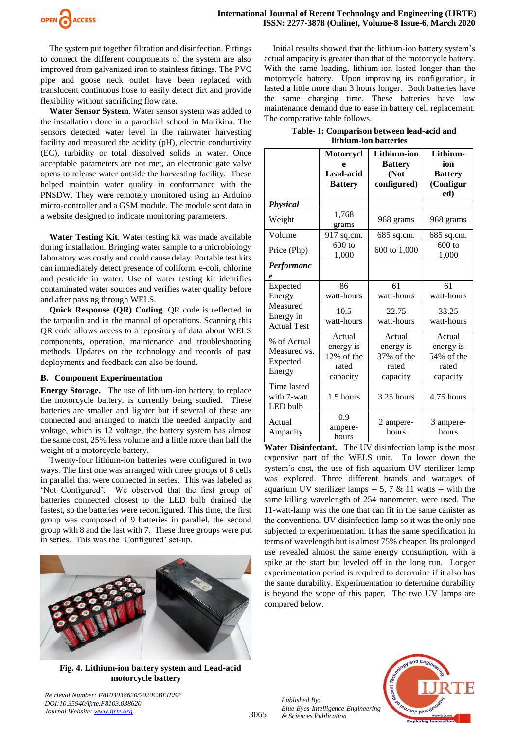The system put together filtration and disinfection. Fittings to connect the different components of the system are also improved from galvanized iron to stainless fittings. The PVC pipe and goose neck outlet have been replaced with translucent continuous hose to easily detect dirt and provide flexibility without sacrificing flow rate.

**Water Sensor System**. Water sensor system was added to the installation done in a parochial school in Marikina. The sensors detected water level in the rainwater harvesting facility and measured the acidity (pH), electric conductivity (EC), turbidity or total dissolved solids in water. Once acceptable parameters are not met, an electronic gate valve opens to release water outside the harvesting facility. These helped maintain water quality in conformance with the PNSDW. They were remotely monitored using an Arduino micro-controller and a GSM module. The module sent data in a website designed to indicate monitoring parameters.

**Water Testing Kit**. Water testing kit was made available during installation. Bringing water sample to a microbiology laboratory was costly and could cause delay. Portable test kits can immediately detect presence of coliform, e-coli, chlorine and pesticide in water. Use of water testing kit identifies contaminated water sources and verifies water quality before and after passing through WELS.

**Quick Response (QR) Coding**. QR code is reflected in the tarpaulin and in the manual of operations. Scanning this QR code allows access to a repository of data about WELS components, operation, maintenance and troubleshooting methods. Updates on the technology and records of past deployments and feedback can also be found.

### B. Component Experimentation

**Energy Storage.** The use of lithium-ion battery, to replace the motorcycle battery, is currently being studied. These batteries are smaller and lighter but if several of these are connected and arranged to match the needed ampacity and voltage, which is 12 voltage, the battery system has almost the same cost, 25% less volume and a little more than half the weight of a motorcycle battery.

Twenty-four lithium-ion batteries were configured in two ways. The first one was arranged with three groups of 8 cells in parallel that were connected in series. This was labeled as 'Not Configured'. We observed that the first group of batteries connected closest to the LED bulb drained the fastest, so the batteries were reconfigured. This time, the first group was composed of 9 batteries in parallel, the second group with 8 and the last with 7. These three groups were put in series. This was the 'Configured' set-up.

**Fig. 4. Lithium-ion battery system and Lead-acid motorcycle battery**

Initial results showed that the lithium-ion battery system's actual ampacity is greater than that of the motorcycle battery. With the same loading, lithium-ion lasted longer than the motorcycle battery. Upon improving its configuration, it lasted a little more than 3 hours longer. Both batteries have the same charging time. These batteries have low maintenance demand due to ease in battery cell replacement. The comparative table follows.

**Table- I: Comparison between lead-acid and lithium-ion batteries**

| | Motorcycle Lead-acid Battery | Lithium-ion Battery (Not configured) | Lithium-ion Battery (Configured) |
|---|---|---|---|
| ***Physical*** | | | |
| Weight | 1,768 grams | 968 grams | 968 grams |
| Volume | 917 sq.cm. | 685 sq.cm. | 685 sq.cm. |
| Price (Php) | 600 to 1,000 | 600 to 1,000 | 600 to 1,000 |
| ***Performance*** | | | |
| Expected Energy | 86 watt-hours | 61 watt-hours | 61 watt-hours |
| Measured Energy in Actual Test | 10.5 watt-hours | 22.75 watt-hours | 33.25 watt-hours |
| % of Actual Measured vs. Expected Energy | Actual energy is 12% of the rated capacity | Actual energy is 37% of the rated capacity | Actual energy is 54% of the rated capacity |
| Time lasted with 7-watt LED bulb | 1.5 hours | 3.25 hours | 4.75 hours |
| Actual Ampacity | 0.9 ampere-hours | 2 ampere-hours | 3 ampere-hours |

**Water Disinfectant.** The UV disinfection lamp is the most expensive part of the WELS unit. To lower down the system's cost, the use of fish aquarium UV sterilizer lamp was explored. Three different brands and wattages of aquarium UV sterilizer lamps -- 5, 7 & 11 watts -- with the same killing wavelength of 254 nanometer, were used. The 11-watt-lamp was the one that can fit in the same canister as the conventional UV disinfection lamp so it was the only one subjected to experimentation. It has the same specification in terms of wavelength but is almost 75% cheaper. Its prolonged use revealed almost the same energy consumption, with a spike at the start but leveled off in the long run. Longer experimentation period is required to determine if it also has the same durability. Experimentation to determine durability is beyond the scope of this paper. The two UV lamps are compared below.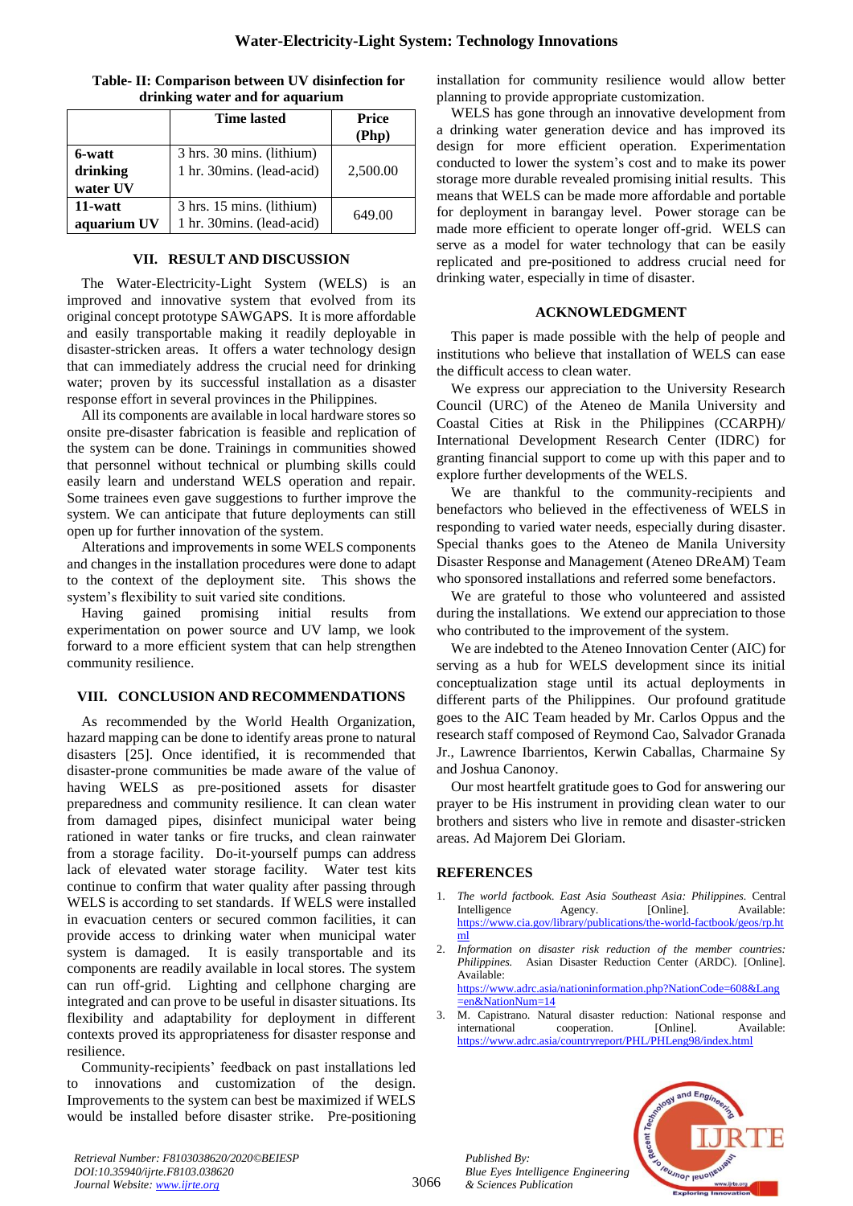**Table- II: Comparison between UV disinfection for drinking water and for aquarium**

| | Time lasted | Price (Php) |
|---|---|---|
| **6-watt drinking water UV** | 3 hrs. 30 mins. (lithium)<br>1 hr. 30mins. (lead-acid) | 2,500.00 |
| **11-watt aquarium UV** | 3 hrs. 15 mins. (lithium)<br>1 hr. 30mins. (lead-acid) | 649.00 |

## VII. RESULT AND DISCUSSION

The Water-Electricity-Light System (WELS) is an improved and innovative system that evolved from its original concept prototype SAWGAPS. It is more affordable and easily transportable making it readily deployable in disaster-stricken areas. It offers a water technology design that can immediately address the crucial need for drinking water; proven by its successful installation as a disaster response effort in several provinces in the Philippines.

All its components are available in local hardware stores so onsite pre-disaster fabrication is feasible and replication of the system can be done. Trainings in communities showed that personnel without technical or plumbing skills could easily learn and understand WELS operation and repair. Some trainees even gave suggestions to further improve the system. We can anticipate that future deployments can still open up for further innovation of the system.

Alterations and improvements in some WELS components and changes in the installation procedures were done to adapt to the context of the deployment site. This shows the system's flexibility to suit varied site conditions.

Having gained promising initial results from experimentation on power source and UV lamp, we look forward to a more efficient system that can help strengthen community resilience.

## VIII. CONCLUSION AND RECOMMENDATIONS

As recommended by the World Health Organization, hazard mapping can be done to identify areas prone to natural disasters [25]. Once identified, it is recommended that disaster-prone communities be made aware of the value of having WELS as pre-positioned assets for disaster preparedness and community resilience. It can clean water from damaged pipes, disinfect municipal water being rationed in water tanks or fire trucks, and clean rainwater from a storage facility. Do-it-yourself pumps can address lack of elevated water storage facility. Water test kits continue to confirm that water quality after passing through WELS is according to set standards. If WELS were installed in evacuation centers or secured common facilities, it can provide access to drinking water when municipal water system is damaged. It is easily transportable and its components are readily available in local stores. The system can run off-grid. Lighting and cellphone charging are integrated and can prove to be useful in disaster situations. Its flexibility and adaptability for deployment in different contexts proved its appropriateness for disaster response and resilience.

Community-recipients' feedback on past installations led to innovations and customization of the design. Improvements to the system can best be maximized if WELS would be installed before disaster strike. Pre-positioning installation for community resilience would allow better planning to provide appropriate customization.

WELS has gone through an innovative development from a drinking water generation device and has improved its design for more efficient operation. Experimentation conducted to lower the system's cost and to make its power storage more durable revealed promising initial results. This means that WELS can be made more affordable and portable for deployment in barangay level. Power storage can be made more efficient to operate longer off-grid. WELS can serve as a model for water technology that can be easily replicated and pre-positioned to address crucial need for drinking water, especially in time of disaster.

## ACKNOWLEDGMENT

This paper is made possible with the help of people and institutions who believe that installation of WELS can ease the difficult access to clean water.

We express our appreciation to the University Research Council (URC) of the Ateneo de Manila University and Coastal Cities at Risk in the Philippines (CCARPH)/ International Development Research Center (IDRC) for granting financial support to come up with this paper and to explore further developments of the WELS.

We are thankful to the community-recipients and benefactors who believed in the effectiveness of WELS in responding to varied water needs, especially during disaster. Special thanks goes to the Ateneo de Manila University Disaster Response and Management (Ateneo DReaM) Team who sponsored installations and referred some benefactors.

We are grateful to those who volunteered and assisted during the installations. We extend our appreciation to those who contributed to the improvement of the system.

We are indebted to the Ateneo Innovation Center (AIC) for serving as a hub for WELS development since its initial conceptualization stage until its actual deployments in different parts of the Philippines. Our profound gratitude goes to the AIC Team headed by Mr. Carlos Oppus and the research staff composed of Reymond Cao, Salvador Granada Jr., Lawrence Ibarrientos, Kerwin Caballas, Charmaine Sy and Joshua Canonoy.

Our most heartfelt gratitude goes to God for answering our prayer to be His instrument in providing clean water to our brothers and sisters who live in remote and disaster-stricken areas. Ad Majorem Dei Gloriam.

## REFERENCES

1. *The world factbook. East Asia Southeast Asia: Philippines.* Central Intelligence Agency. [Online]. Available: https://www.cia.gov/library/publications/the-world-factbook/geos/rp.html
2. *Information on disaster risk reduction of the member countries: Philippines.* Asian Disaster Reduction Center (ARDC). [Online]. Available: https://www.adrc.asia/nationinformation.php?NationCode=608&Lang=en&NationNum=14
3. M. Capistrano. Natural disaster reduction: National response and international cooperation. [Online]. Available: https://www.adrc.asia/countryreport/PHL/PHLeng98/index.html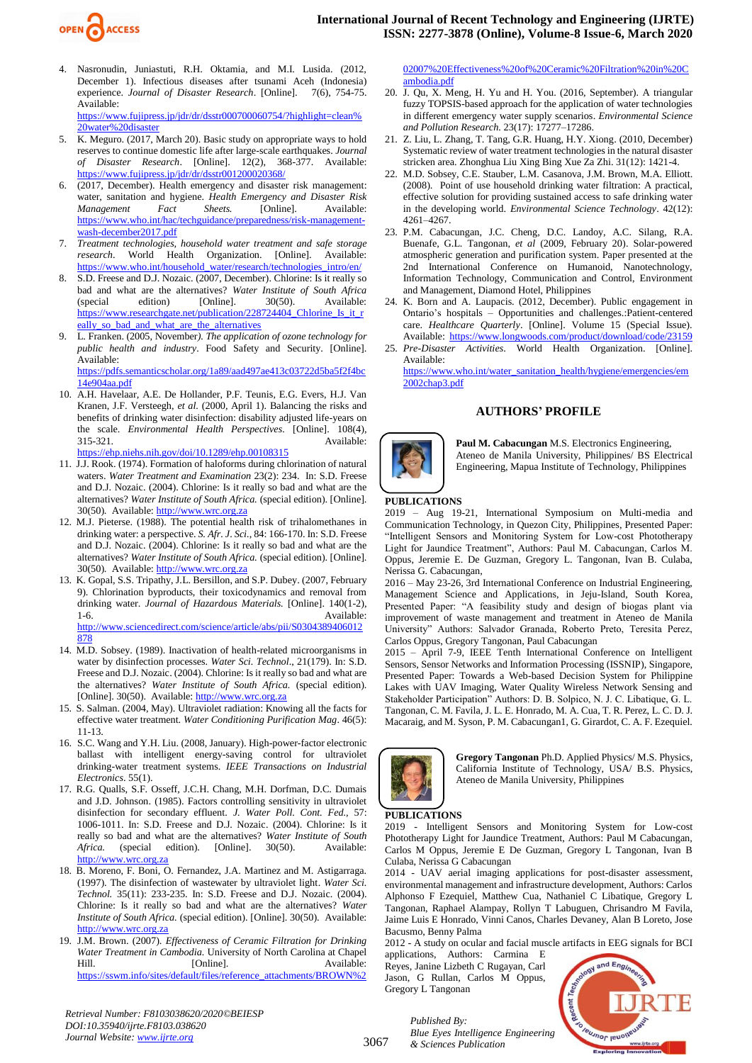4. Nasronudin, Juniastuti, R.H. Oktamia, and M.I. Lusida. (2012, December 1). Infectious diseases after tsunami Aceh (Indonesia) experience. *Journal of Disaster Research*. [Online]. 7(6), 754-75. Available: https://www.fujipress.jp/jdr/dr/dsstr000700060754/?highlight=clean%20water%20disaster
5. K. Meguro. (2017, March 20). Basic study on appropriate ways to hold reserves to continue domestic life after large-scale earthquakes. *Journal of Disaster Research*. [Online]. 12(2), 368-377. Available: https://www.fujipress.jp/jdr/dr/dsstr001200020368/
6. (2017, December). Health emergency and disaster risk management: water, sanitation and hygiene. *Health Emergency and Disaster Risk Management Fact Sheets.* [Online]. Available: https://www.who.int/hac/techguidance/preparedness/risk-management-wash-december2017.pdf
7. *Treatment technologies, household water treatment and safe storage research*. World Health Organization. [Online]. Available: https://www.who.int/household_water/research/technologies_intro/en/
8. S.D. Freese and D.J. Nozaic. (2007, December). Chlorine: Is it really so bad and what are the alternatives? *Water Institute of South Africa* (special edition) [Online]. 30(50). Available: https://www.researchgate.net/publication/228724404_Chlorine_Is_it_really_so_bad_and_what_are_the_alternatives
9. L. Franken. (2005, November). *The application of ozone technology for public health and industry*. Food Safety and Security. [Online]. Available: https://pdfs.semanticscholar.org/1a89/aad497ae413c03722d5ba5f2f4bc14e904aa.pdf
10. A.H. Havelaar, A.E. De Hollander, P.F. Teunis, E.G. Evers, H.J. Van Kranen, J.F. Versteegh, *et al.* (2000, April 1). Balancing the risks and benefits of drinking water disinfection: disability adjusted life-years on the scale. *Environmental Health Perspectives*. [Online]. 108(4), 315-321. Available: https://ehp.niehs.nih.gov/doi/10.1289/ehp.00108315
11. J.J. Rook. (1974). Formation of haloforms during chlorination of natural waters. *Water Treatment and Examination* 23(2): 234. In: S.D. Freese and D.J. Nozaic. (2004). Chlorine: Is it really so bad and what are the alternatives? *Water Institute of South Africa.* (special edition). [Online]. 30(50). Available: http://www.wrc.org.za
12. M.J. Pieterse. (1988). The potential health risk of trihalomethanes in drinking water: a perspective. *S. Afr. J. Sci*., 84: 166-170. In: S.D. Freese and D.J. Nozaic. (2004). Chlorine: Is it really so bad and what are the alternatives? *Water Institute of South Africa.* (special edition). [Online]. 30(50). Available: http://www.wrc.org.za
13. K. Gopal, S.S. Tripathy, J.L. Bersillon, and S.P. Dubey. (2007, February 9). Chlorination byproducts, their toxicodynamics and removal from drinking water. *Journal of Hazardous Materials.* [Online]. 140(1-2), 1-6. Available: http://www.sciencedirect.com/science/article/abs/pii/S0304389406012878
14. M.D. Sobsey. (1989). Inactivation of health-related microorganisms in water by disinfection processes. *Water Sci. Technol*., 21(179). In: S.D. Freese and D.J. Nozaic. (2004). Chlorine: Is it really so bad and what are the alternatives? *Water Institute of South Africa.* (special edition). [Online]. 30(50). Available: http://www.wrc.org.za
15. S. Salman. (2004, May). Ultraviolet radiation: Knowing all the facts for effective water treatment. *Water Conditioning Purification Mag*. 46(5): 11-13.
16. S.C. Wang and Y.H. Liu. (2008, January). High-power-factor electronic ballast with intelligent energy-saving control for ultraviolet drinking-water treatment systems. *IEEE Transactions on Industrial Electronics*. 55(1).
17. R.G. Qualls, S.F. Osseff, J.C.H. Chang, M.H. Dorfman, D.C. Dumais and J.D. Johnson. (1985). Factors controlling sensitivity in ultraviolet disinfection for secondary effluent. *J. Water Poll. Cont. Fed.,* 57: 1006-1011. In: S.D. Freese and D.J. Nozaic. (2004). Chlorine: Is it really so bad and what are the alternatives? *Water Institute of South Africa.* (special edition). [Online]. 30(50). Available: http://www.wrc.org.za
18. B. Moreno, F. Boni, O. Fernandez, J.A. Martinez and M. Astigarraga. (1997). The disinfection of wastewater by ultraviolet light. *Water Sci. Technol.* 35(11): 233-235. In: S.D. Freese and D.J. Nozaic. (2004). Chlorine: Is it really so bad and what are the alternatives? *Water Institute of South Africa.* (special edition). [Online]. 30(50). Available: http://www.wrc.org.za
19. J.M. Brown. (2007). *Effectiveness of Ceramic Filtration for Drinking Water Treatment in Cambodia.* University of North Carolina at Chapel Hill. [Online]. Available: https://sswm.info/sites/default/files/reference_attachments/BROWN%202007%20Effectiveness%20of%20Ceramic%20Filtration%20in%20Cambodia.pdf
20. J. Qu, X. Meng, H. Yu and H. You. (2016, September). A triangular fuzzy TOPSIS-based approach for the application of water technologies in different emergency water supply scenarios. *Environmental Science and Pollution Research.* 23(17): 17277–17286.
21. Z. Liu, L. Zhang, T. Tang, G.R. Huang, H.Y. Xiong. (2010, December) Systematic review of water treatment technologies in the natural disaster stricken area. Zhonghua Liu Xing Bing Xue Za Zhi. 31(12): 1421-4.
22. M.D. Sobsey, C.E. Stauber, L.M. Casanova, J.M. Brown, M.A. Elliott. (2008). Point of use household drinking water filtration: A practical, effective solution for providing sustained access to safe drinking water in the developing world. *Environmental Science Technology*. 42(12): 4261–4267.
23. P.M. Cabacungan, J.C. Cheng, D.C. Landoy, A.C. Silang, R.A. Buenafe, G.L. Tangonan, *et al* (2009, February 20). Solar-powered atmospheric generation and purification system. Paper presented at the 2nd International Conference on Humanoid, Nanotechnology, Information Technology, Communication and Control, Environment and Management, Diamond Hotel, Philippines
24. K. Born and A. Laupacis. (2012, December). Public engagement in Ontario's hospitals – Opportunities and challenges.:Patient-centered care. *Healthcare Quarterly*. [Online]. Volume 15 (Special Issue). Available: https://www.longwoods.com/product/download/code/23159
25. *Pre-Disaster Activities.* World Health Organization. [Online]. Available: https://www.who.int/water_sanitation_health/hygiene/emergencies/em2002chap3.pdf

## AUTHORS' PROFILE

**Paul M. Cabacungan** M.S. Electronics Engineering, Ateneo de Manila University, Philippines/ BS Electrical Engineering, Mapua Institute of Technology, Philippines

**PUBLICATIONS**

2019 – Aug 19-21, International Symposium on Multi-media and Communication Technology, in Quezon City, Philippines, Presented Paper: "Intelligent Sensors and Monitoring System for Low-cost Phototherapy Light for Jaundice Treatment", Authors: Paul M. Cabacungan, Carlos M. Oppus, Jeremie E. De Guzman, Gregory L. Tangonan, Ivan B. Culaba, Nerissa G. Cabacungan,

2016 – May 23-26, 3rd International Conference on Industrial Engineering, Management Science and Applications, in Jeju-Island, South Korea, Presented Paper: "A feasibility study and design of biogas plant via improvement of waste management and treatment in Ateneo de Manila University" Authors: Salvador Granada, Roberto Preto, Teresita Perez, Carlos Oppus, Gregory Tangonan, Paul Cabacungan

2015 – April 7-9, IEEE Tenth International Conference on Intelligent Sensors, Sensor Networks and Information Processing (ISSNIP), Singapore, Presented Paper: Towards a Web-based Decision System for Philippine Lakes with UAV Imaging, Water Quality Wireless Network Sensing and Stakeholder Participation" Authors: D. B. Solpico, N. J. C. Libatique, G. L. Tangonan, C. M. Favila, J. L. E. Honrado, M. A. Cua, T. R. Perez, L. C. D. J. Macaraig, and M. Syson, P. M. Cabacungan1, G. Girardot, C. A. F. Ezequiel.

**Gregory Tangonan** Ph.D. Applied Physics/ M.S. Physics, California Institute of Technology, USA/ B.S. Physics, Ateneo de Manila University, Philippines

**PUBLICATIONS**

2019 - Intelligent Sensors and Monitoring System for Low-cost Phototherapy Light for Jaundice Treatment, Authors: Paul M Cabacungan, Carlos M Oppus, Jeremie E De Guzman, Gregory L Tangonan, Ivan B Culaba, Nerissa G Cabacungan

2014 - UAV aerial imaging applications for post-disaster assessment, environmental management and infrastructure development, Authors: Carlos Alphonso F Ezequiel, Matthew Cua, Nathaniel C Libatique, Gregory L Tangonan, Raphael Alampay, Rollyn T Labuguen, Chrisandro M Favila, Jaime Luis E Honrado, Vinni Canos, Charles Devaney, Alan B Loreto, Jose Bacusmo, Benny Palma

2012 - A study on ocular and facial muscle artifacts in EEG signals for BCI applications, Authors: Carmina E Reyes, Janine Lizbeth C Rugayan, Carl Jason, G Rullan, Carlos M Oppus, Gregory L Tangonan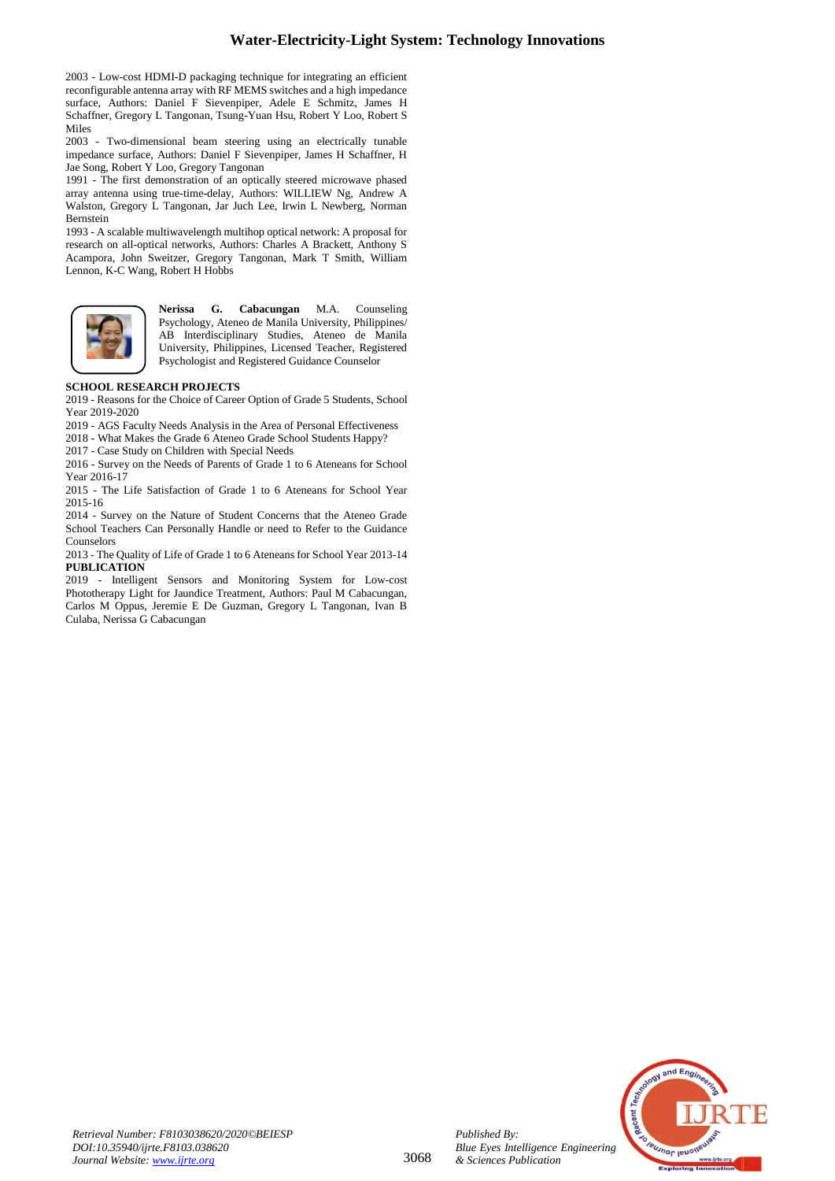2003 - Low-cost HDMI-D packaging technique for integrating an efficient reconfigurable antenna array with RF MEMS switches and a high impedance surface, Authors: Daniel F Sievenpiper, Adele E Schmitz, James H Schaffner, Gregory L Tangonan, Tsung-Yuan Hsu, Robert Y Loo, Robert S Miles

2003 - Two-dimensional beam steering using an electrically tunable impedance surface, Authors: Daniel F Sievenpiper, James H Schaffner, H Jae Song, Robert Y Loo, Gregory Tangonan

1991 - The first demonstration of an optically steered microwave phased array antenna using true-time-delay, Authors: WILLIEW Ng, Andrew A Walston, Gregory L Tangonan, Jar Juch Lee, Irwin L Newberg, Norman Bernstein

1993 - A scalable multiwavelength multihop optical network: A proposal for research on all-optical networks, Authors: Charles A Brackett, Anthony S Acampora, John Sweitzer, Gregory Tangonan, Mark T Smith, William Lennon, K-C Wang, Robert H Hobbs

**Nerissa G. Cabacungan** M.A. Counseling Psychology, Ateneo de Manila University, Philippines/ AB Interdisciplinary Studies, Ateneo de Manila University, Philippines, Licensed Teacher, Registered Psychologist and Registered Guidance Counselor

**SCHOOL RESEARCH PROJECTS**

2019 - Reasons for the Choice of Career Option of Grade 5 Students, School Year 2019-2020

2019 - AGS Faculty Needs Analysis in the Area of Personal Effectiveness

2018 - What Makes the Grade 6 Ateneo Grade School Students Happy?

2017 - Case Study on Children with Special Needs

2016 - Survey on the Needs of Parents of Grade 1 to 6 Ateneans for School Year 2016-17

2015 - The Life Satisfaction of Grade 1 to 6 Ateneans for School Year 2015-16

2014 - Survey on the Nature of Student Concerns that the Ateneo Grade School Teachers Can Personally Handle or need to Refer to the Guidance Counselors

2013 - The Quality of Life of Grade 1 to 6 Ateneans for School Year 2013-14

**PUBLICATION**

2019 - Intelligent Sensors and Monitoring System for Low-cost Phototherapy Light for Jaundice Treatment, Authors: Paul M Cabacungan, Carlos M Oppus, Jeremie E De Guzman, Gregory L Tangonan, Ivan B Culaba, Nerissa G Cabacungan